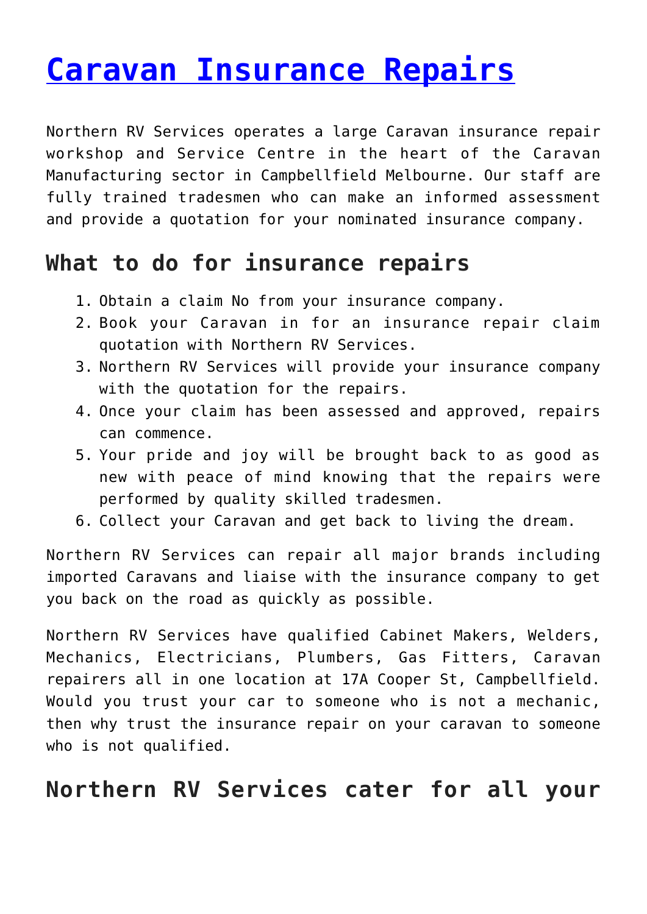# Caravan Insurance Repairs

Northern RV Services operates a large Caravan insurance repair workshop and Service Centre in the heart of the Caravan Manufacturing sector in Campbellfield Melbourne. Our staff are fully trained tradesmen who can make an informed assessment and provide a quotation for your nominated insurance company.

## What to do for insurance repairs

1. Obtain a claim No from your insurance company.
2. Book your Caravan in for an insurance repair claim quotation with Northern RV Services.
3. Northern RV Services will provide your insurance company with the quotation for the repairs.
4. Once your claim has been assessed and approved, repairs can commence.
5. Your pride and joy will be brought back to as good as new with peace of mind knowing that the repairs were performed by quality skilled tradesmen.
6. Collect your Caravan and get back to living the dream.

Northern RV Services can repair all major brands including imported Caravans and liaise with the insurance company to get you back on the road as quickly as possible.

Northern RV Services have qualified Cabinet Makers, Welders, Mechanics, Electricians, Plumbers, Gas Fitters, Caravan repairers all in one location at 17A Cooper St, Campbellfield. Would you trust your car to someone who is not a mechanic, then why trust the insurance repair on your caravan to someone who is not qualified.

## Northern RV Services cater for all your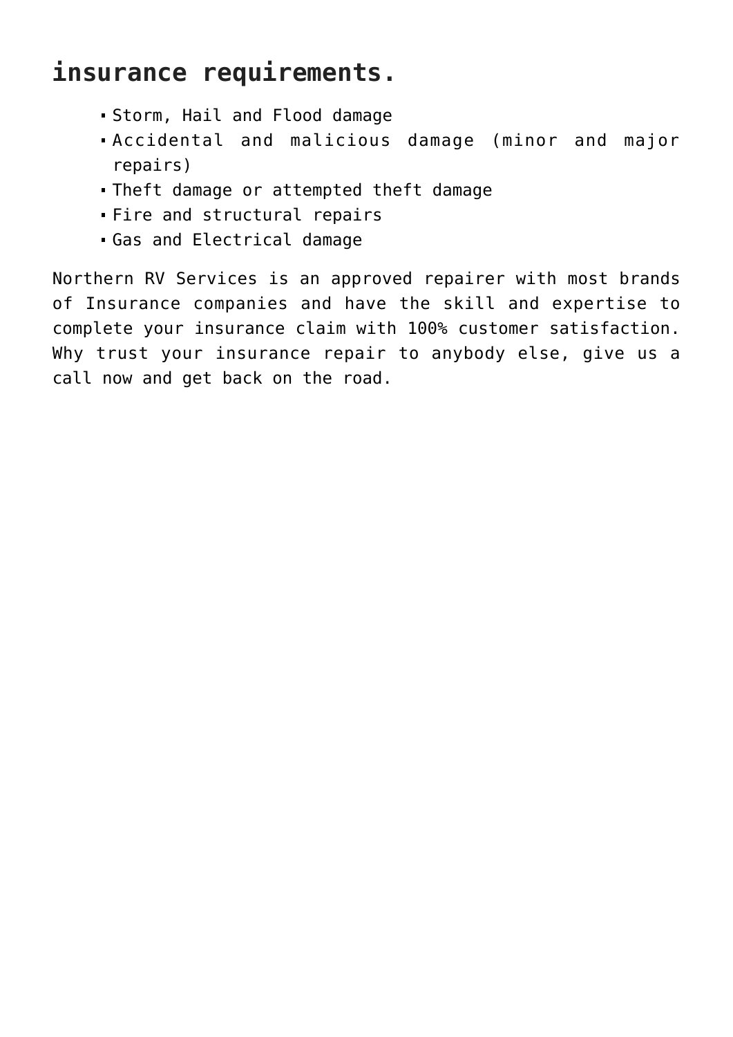## insurance requirements.

- Storm, Hail and Flood damage
- Accidental and malicious damage (minor and major repairs)
- Theft damage or attempted theft damage
- Fire and structural repairs
- Gas and Electrical damage

Northern RV Services is an approved repairer with most brands of Insurance companies and have the skill and expertise to complete your insurance claim with 100% customer satisfaction. Why trust your insurance repair to anybody else, give us a call now and get back on the road.